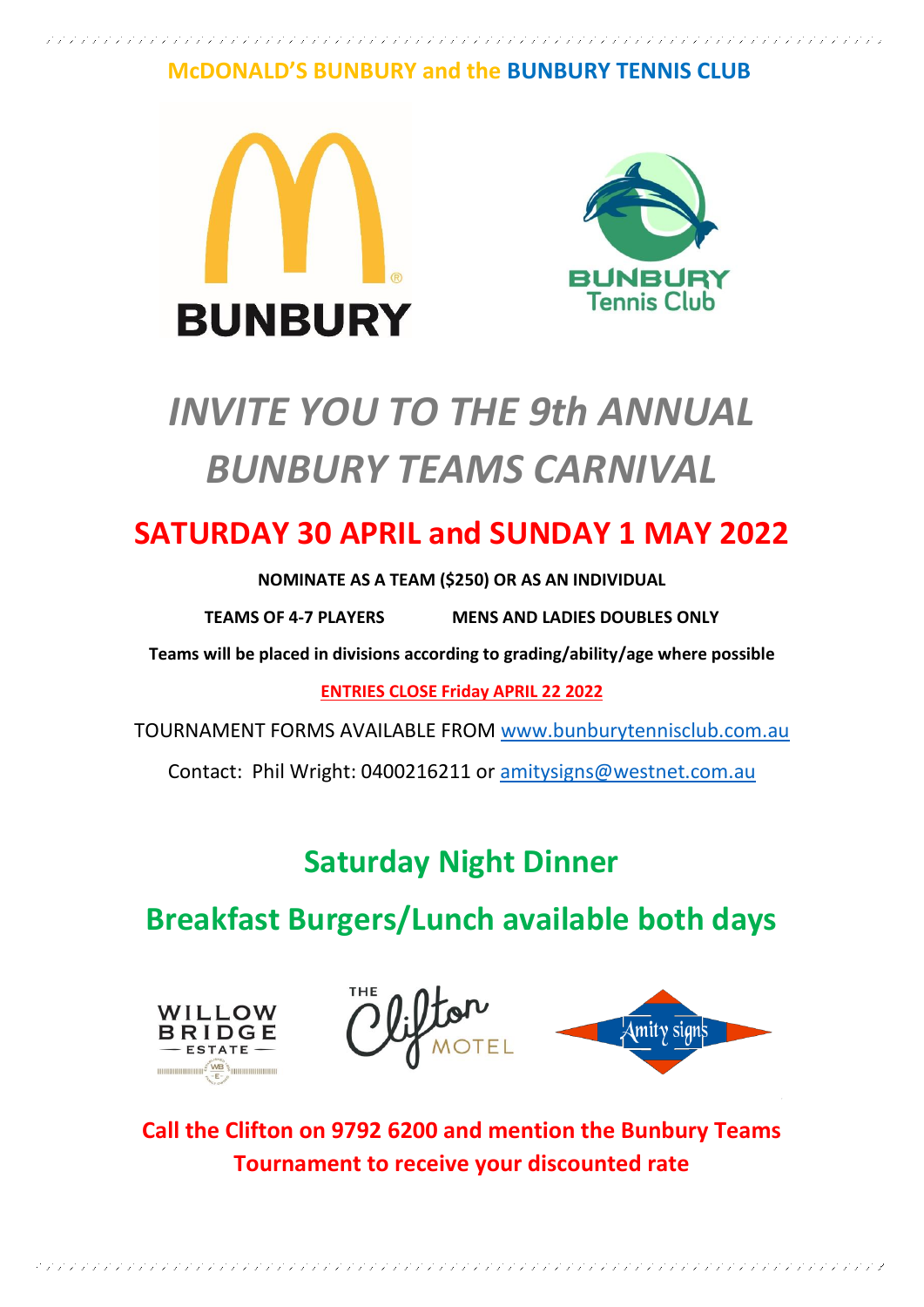**McDONALD'S BUNBURY and the BUNBURY TENNIS CLUB**

# *INVITE YOU TO THE 9th ANNUAL BUNBURY TEAMS CARNIVAL*

## SATURDAY 30 APRIL and SUNDAY 1 MAY 2022

**NOMINATE AS A TEAM ($250) OR AS AN INDIVIDUAL**

**TEAMS OF 4-7 PLAYERS** **MENS AND LADIES DOUBLES ONLY**

**Teams will be placed in divisions according to grading/ability/age where possible**

**ENTRIES CLOSE Friday APRIL 22 2022**

TOURNAMENT FORMS AVAILABLE FROM www.bunburytennisclub.com.au

Contact: Phil Wright: 0400216211 or amitysigns@westnet.com.au

## Saturday Night Dinner

## Breakfast Burgers/Lunch available both days

**Call the Clifton on 9792 6200 and mention the Bunbury Teams Tournament to receive your discounted rate**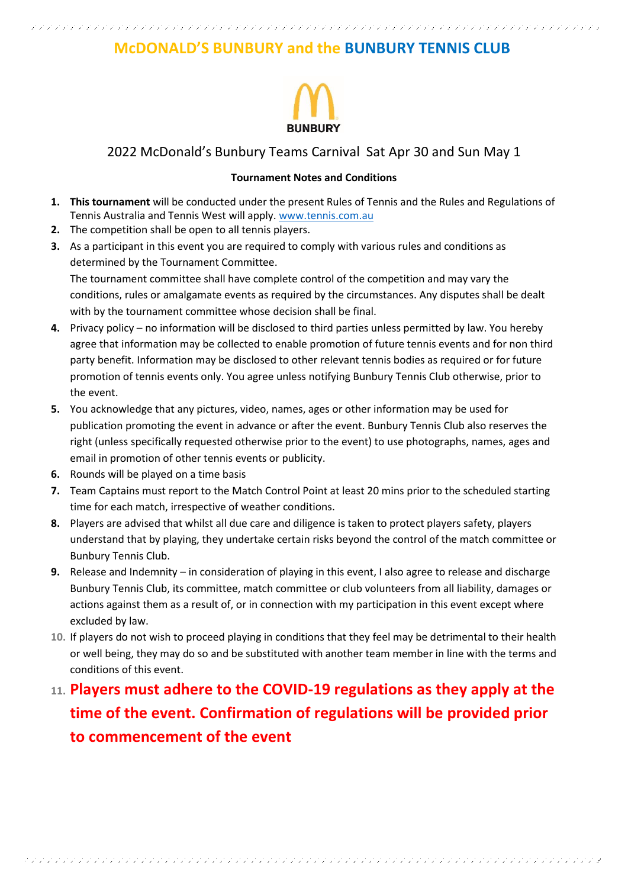# McDONALD'S BUNBURY and the BUNBURY TENNIS CLUB

BUNBURY

## 2022 McDonald's Bunbury Teams Carnival Sat Apr 30 and Sun May 1

### Tournament Notes and Conditions

1. **This tournament** will be conducted under the present Rules of Tennis and the Rules and Regulations of Tennis Australia and Tennis West will apply. www.tennis.com.au
2. The competition shall be open to all tennis players.
3. As a participant in this event you are required to comply with various rules and conditions as determined by the Tournament Committee.
   The tournament committee shall have complete control of the competition and may vary the conditions, rules or amalgamate events as required by the circumstances. Any disputes shall be dealt with by the tournament committee whose decision shall be final.
4. Privacy policy – no information will be disclosed to third parties unless permitted by law. You hereby agree that information may be collected to enable promotion of future tennis events and for non third party benefit. Information may be disclosed to other relevant tennis bodies as required or for future promotion of tennis events only. You agree unless notifying Bunbury Tennis Club otherwise, prior to the event.
5. You acknowledge that any pictures, video, names, ages or other information may be used for publication promoting the event in advance or after the event. Bunbury Tennis Club also reserves the right (unless specifically requested otherwise prior to the event) to use photographs, names, ages and email in promotion of other tennis events or publicity.
6. Rounds will be played on a time basis
7. Team Captains must report to the Match Control Point at least 20 mins prior to the scheduled starting time for each match, irrespective of weather conditions.
8. Players are advised that whilst all due care and diligence is taken to protect players safety, players understand that by playing, they undertake certain risks beyond the control of the match committee or Bunbury Tennis Club.
9. Release and Indemnity – in consideration of playing in this event, I also agree to release and discharge Bunbury Tennis Club, its committee, match committee or club volunteers from all liability, damages or actions against them as a result of, or in connection with my participation in this event except where excluded by law.
10. If players do not wish to proceed playing in conditions that they feel may be detrimental to their health or well being, they may do so and be substituted with another team member in line with the terms and conditions of this event.
11. **Players must adhere to the COVID-19 regulations as they apply at the time of the event. Confirmation of regulations will be provided prior to commencement of the event**